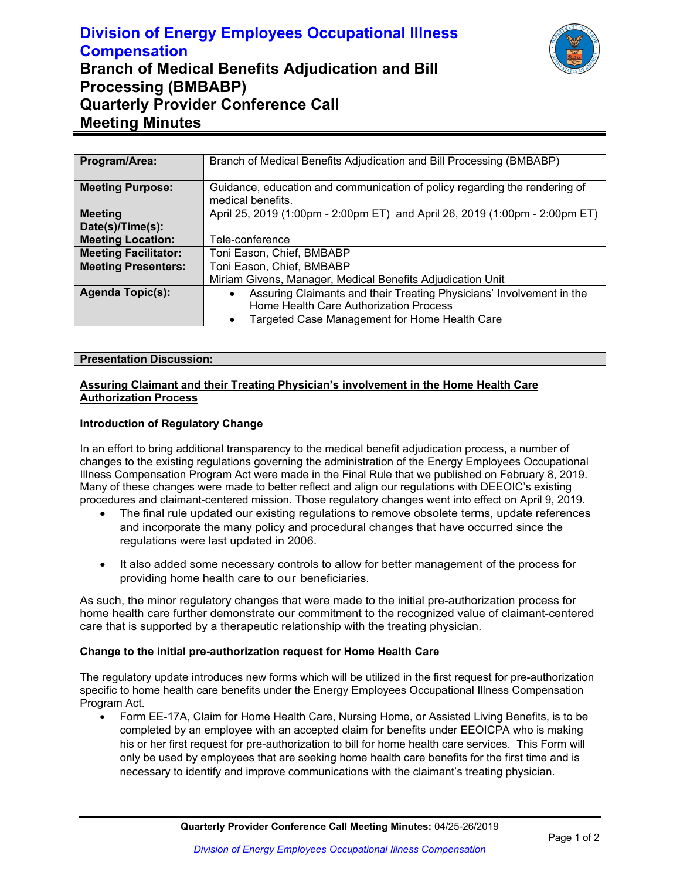# Division of Energy Employees Occupational Illness Compensation

## Branch of Medical Benefits Adjudication and Bill Processing (BMBABP)
## Quarterly Provider Conference Call
## Meeting Minutes

| Program/Area: | Branch of Medical Benefits Adjudication and Bill Processing (BMBABP) |
|---|---|
| | |
| **Meeting Purpose:** | Guidance, education and communication of policy regarding the rendering of medical benefits. |
| **Meeting Date(s)/Time(s):** | April 25, 2019 (1:00pm - 2:00pm ET) and April 26, 2019 (1:00pm - 2:00pm ET) |
| **Meeting Location:** | Tele-conference |
| **Meeting Facilitator:** | Toni Eason, Chief, BMBABP |
| **Meeting Presenters:** | Toni Eason, Chief, BMBABP<br>Miriam Givens, Manager, Medical Benefits Adjudication Unit |
| **Agenda Topic(s):** | • Assuring Claimants and their Treating Physicians' Involvement in the Home Health Care Authorization Process<br>• Targeted Case Management for Home Health Care |

**Presentation Discussion:**

**Assuring Claimant and their Treating Physician's involvement in the Home Health Care Authorization Process**

**Introduction of Regulatory Change**

In an effort to bring additional transparency to the medical benefit adjudication process, a number of changes to the existing regulations governing the administration of the Energy Employees Occupational Illness Compensation Program Act were made in the Final Rule that we published on February 8, 2019. Many of these changes were made to better reflect and align our regulations with DEEOIC's existing procedures and claimant-centered mission. Those regulatory changes went into effect on April 9, 2019.

- The final rule updated our existing regulations to remove obsolete terms, update references and incorporate the many policy and procedural changes that have occurred since the regulations were last updated in 2006.
- It also added some necessary controls to allow for better management of the process for providing home health care to our beneficiaries.

As such, the minor regulatory changes that were made to the initial pre-authorization process for home health care further demonstrate our commitment to the recognized value of claimant-centered care that is supported by a therapeutic relationship with the treating physician.

**Change to the initial pre-authorization request for Home Health Care**

The regulatory update introduces new forms which will be utilized in the first request for pre-authorization specific to home health care benefits under the Energy Employees Occupational Illness Compensation Program Act.

- Form EE-17A, Claim for Home Health Care, Nursing Home, or Assisted Living Benefits, is to be completed by an employee with an accepted claim for benefits under EEOICPA who is making his or her first request for pre-authorization to bill for home health care services. This Form will only be used by employees that are seeking home health care benefits for the first time and is necessary to identify and improve communications with the claimant's treating physician.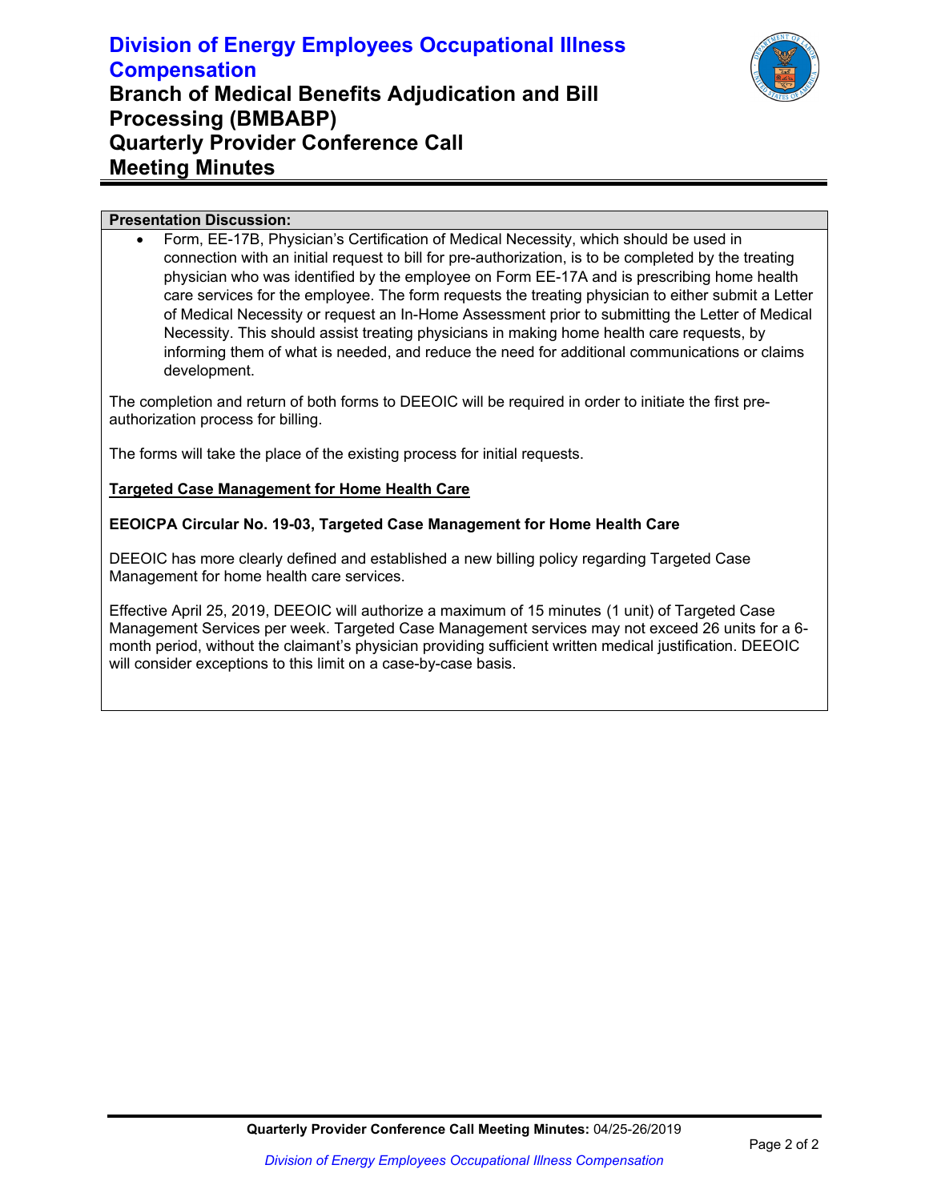# Division of Energy Employees Occupational Illness Compensation

## Branch of Medical Benefits Adjudication and Bill Processing (BMBABP)

## Quarterly Provider Conference Call

## Meeting Minutes

**Presentation Discussion:**

- Form, EE-17B, Physician's Certification of Medical Necessity, which should be used in connection with an initial request to bill for pre-authorization, is to be completed by the treating physician who was identified by the employee on Form EE-17A and is prescribing home health care services for the employee. The form requests the treating physician to either submit a Letter of Medical Necessity or request an In-Home Assessment prior to submitting the Letter of Medical Necessity. This should assist treating physicians in making home health care requests, by informing them of what is needed, and reduce the need for additional communications or claims development.

The completion and return of both forms to DEEOIC will be required in order to initiate the first pre-authorization process for billing.

The forms will take the place of the existing process for initial requests.

**Targeted Case Management for Home Health Care**

**EEOICPA Circular No. 19-03, Targeted Case Management for Home Health Care**

DEEOIC has more clearly defined and established a new billing policy regarding Targeted Case Management for home health care services.

Effective April 25, 2019, DEEOIC will authorize a maximum of 15 minutes (1 unit) of Targeted Case Management Services per week. Targeted Case Management services may not exceed 26 units for a 6-month period, without the claimant's physician providing sufficient written medical justification. DEEOIC will consider exceptions to this limit on a case-by-case basis.